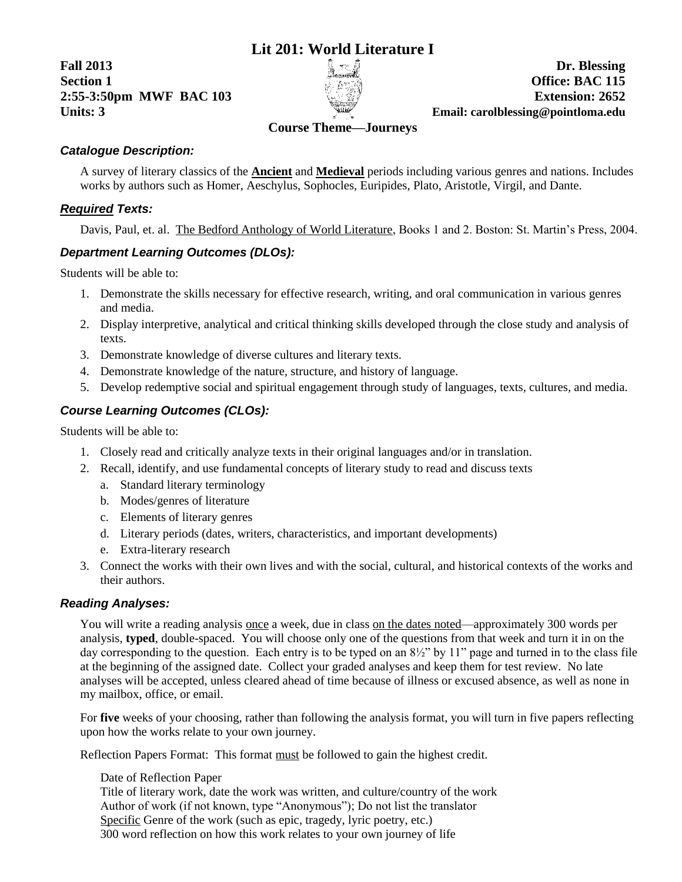# Lit 201: World Literature I

**Fall 2013**
**Section 1**
**2:55-3:50pm MWF BAC 103**
**Units: 3**

**Dr. Blessing**
**Office: BAC 115**
**Extension: 2652**
**Email: carolblessing@pointloma.edu**

**Course Theme—Journeys**

### *Catalogue Description:*

A survey of literary classics of the **Ancient** and **Medieval** periods including various genres and nations. Includes works by authors such as Homer, Aeschylus, Sophocles, Euripides, Plato, Aristotle, Virgil, and Dante.

### *Required Texts:*

Davis, Paul, et. al. The Bedford Anthology of World Literature, Books 1 and 2. Boston: St. Martin's Press, 2004.

### *Department Learning Outcomes (DLOs):*

Students will be able to:

1. Demonstrate the skills necessary for effective research, writing, and oral communication in various genres and media.
2. Display interpretive, analytical and critical thinking skills developed through the close study and analysis of texts.
3. Demonstrate knowledge of diverse cultures and literary texts.
4. Demonstrate knowledge of the nature, structure, and history of language.
5. Develop redemptive social and spiritual engagement through study of languages, texts, cultures, and media.

### *Course Learning Outcomes (CLOs):*

Students will be able to:

1. Closely read and critically analyze texts in their original languages and/or in translation.
2. Recall, identify, and use fundamental concepts of literary study to read and discuss texts
   a. Standard literary terminology
   b. Modes/genres of literature
   c. Elements of literary genres
   d. Literary periods (dates, writers, characteristics, and important developments)
   e. Extra-literary research
3. Connect the works with their own lives and with the social, cultural, and historical contexts of the works and their authors.

### *Reading Analyses:*

You will write a reading analysis once a week, due in class on the dates noted—approximately 300 words per analysis, **typed**, double-spaced. You will choose only one of the questions from that week and turn it in on the day corresponding to the question. Each entry is to be typed on an 8½" by 11" page and turned in to the class file at the beginning of the assigned date. Collect your graded analyses and keep them for test review. No late analyses will be accepted, unless cleared ahead of time because of illness or excused absence, as well as none in my mailbox, office, or email.

For **five** weeks of your choosing, rather than following the analysis format, you will turn in five papers reflecting upon how the works relate to your own journey.

Reflection Papers Format: This format must be followed to gain the highest credit.

Date of Reflection Paper
Title of literary work, date the work was written, and culture/country of the work
Author of work (if not known, type "Anonymous"); Do not list the translator
Specific Genre of the work (such as epic, tragedy, lyric poetry, etc.)
300 word reflection on how this work relates to your own journey of life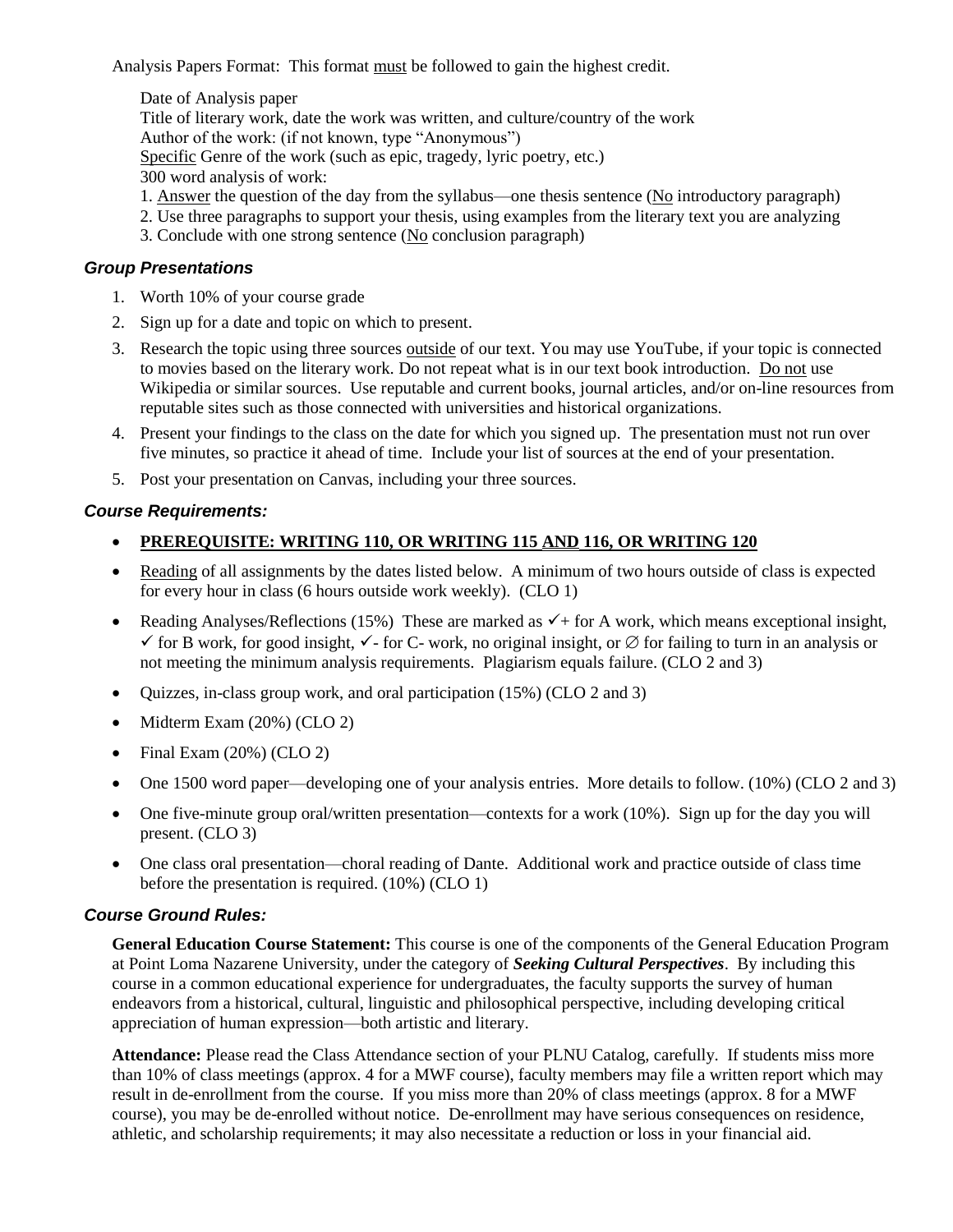Analysis Papers Format: This format must be followed to gain the highest credit.

Date of Analysis paper
Title of literary work, date the work was written, and culture/country of the work
Author of the work: (if not known, type "Anonymous")
Specific Genre of the work (such as epic, tragedy, lyric poetry, etc.)
300 word analysis of work:
1. Answer the question of the day from the syllabus—one thesis sentence (No introductory paragraph)
2. Use three paragraphs to support your thesis, using examples from the literary text you are analyzing
3. Conclude with one strong sentence (No conclusion paragraph)

### *Group Presentations*

1. Worth 10% of your course grade
2. Sign up for a date and topic on which to present.
3. Research the topic using three sources outside of our text. You may use YouTube, if your topic is connected to movies based on the literary work. Do not repeat what is in our text book introduction. Do not use Wikipedia or similar sources. Use reputable and current books, journal articles, and/or on-line resources from reputable sites such as those connected with universities and historical organizations.
4. Present your findings to the class on the date for which you signed up. The presentation must not run over five minutes, so practice it ahead of time. Include your list of sources at the end of your presentation.
5. Post your presentation on Canvas, including your three sources.

### *Course Requirements:*

- **PREREQUISITE: WRITING 110, OR WRITING 115 AND 116, OR WRITING 120**
- Reading of all assignments by the dates listed below. A minimum of two hours outside of class is expected for every hour in class (6 hours outside work weekly). (CLO 1)
- Reading Analyses/Reflections (15%) These are marked as ✓+ for A work, which means exceptional insight, ✓ for B work, for good insight, ✓- for C- work, no original insight, or ∅ for failing to turn in an analysis or not meeting the minimum analysis requirements. Plagiarism equals failure. (CLO 2 and 3)
- Quizzes, in-class group work, and oral participation (15%) (CLO 2 and 3)
- Midterm Exam (20%) (CLO 2)
- Final Exam (20%) (CLO 2)
- One 1500 word paper—developing one of your analysis entries. More details to follow. (10%) (CLO 2 and 3)
- One five-minute group oral/written presentation—contexts for a work (10%). Sign up for the day you will present. (CLO 3)
- One class oral presentation—choral reading of Dante. Additional work and practice outside of class time before the presentation is required. (10%) (CLO 1)

### *Course Ground Rules:*

**General Education Course Statement:** This course is one of the components of the General Education Program at Point Loma Nazarene University, under the category of ***Seeking Cultural Perspectives***. By including this course in a common educational experience for undergraduates, the faculty supports the survey of human endeavors from a historical, cultural, linguistic and philosophical perspective, including developing critical appreciation of human expression—both artistic and literary.

**Attendance:** Please read the Class Attendance section of your PLNU Catalog, carefully. If students miss more than 10% of class meetings (approx. 4 for a MWF course), faculty members may file a written report which may result in de-enrollment from the course. If you miss more than 20% of class meetings (approx. 8 for a MWF course), you may be de-enrolled without notice. De-enrollment may have serious consequences on residence, athletic, and scholarship requirements; it may also necessitate a reduction or loss in your financial aid.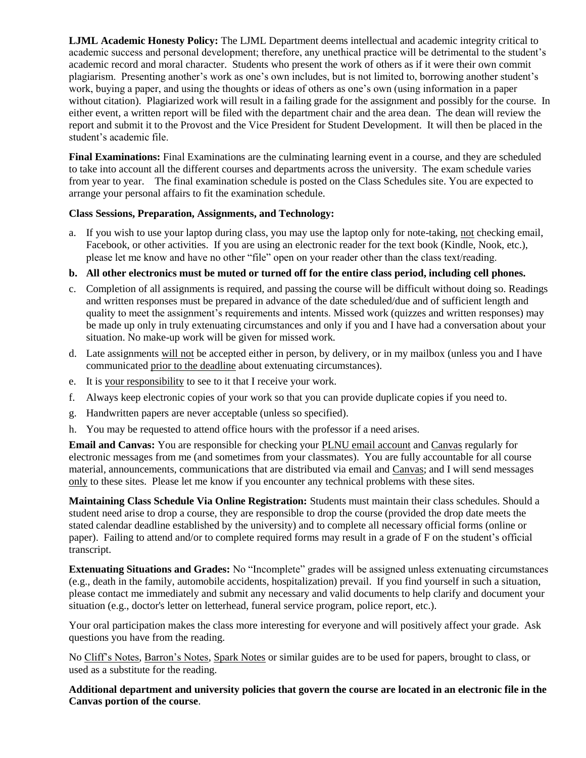**LJML Academic Honesty Policy:** The LJML Department deems intellectual and academic integrity critical to academic success and personal development; therefore, any unethical practice will be detrimental to the student's academic record and moral character. Students who present the work of others as if it were their own commit plagiarism. Presenting another's work as one's own includes, but is not limited to, borrowing another student's work, buying a paper, and using the thoughts or ideas of others as one's own (using information in a paper without citation). Plagiarized work will result in a failing grade for the assignment and possibly for the course. In either event, a written report will be filed with the department chair and the area dean. The dean will review the report and submit it to the Provost and the Vice President for Student Development. It will then be placed in the student's academic file.

**Final Examinations:** Final Examinations are the culminating learning event in a course, and they are scheduled to take into account all the different courses and departments across the university. The exam schedule varies from year to year. The final examination schedule is posted on the Class Schedules site. You are expected to arrange your personal affairs to fit the examination schedule.

**Class Sessions, Preparation, Assignments, and Technology:**

a. If you wish to use your laptop during class, you may use the laptop only for note-taking, not checking email, Facebook, or other activities. If you are using an electronic reader for the text book (Kindle, Nook, etc.), please let me know and have no other "file" open on your reader other than the class text/reading.

b. **All other electronics must be muted or turned off for the entire class period, including cell phones.**

c. Completion of all assignments is required, and passing the course will be difficult without doing so. Readings and written responses must be prepared in advance of the date scheduled/due and of sufficient length and quality to meet the assignment's requirements and intents. Missed work (quizzes and written responses) may be made up only in truly extenuating circumstances and only if you and I have had a conversation about your situation. No make-up work will be given for missed work.

d. Late assignments will not be accepted either in person, by delivery, or in my mailbox (unless you and I have communicated prior to the deadline about extenuating circumstances).

e. It is your responsibility to see to it that I receive your work.

f. Always keep electronic copies of your work so that you can provide duplicate copies if you need to.

g. Handwritten papers are never acceptable (unless so specified).

h. You may be requested to attend office hours with the professor if a need arises.

**Email and Canvas:** You are responsible for checking your PLNU email account and Canvas regularly for electronic messages from me (and sometimes from your classmates). You are fully accountable for all course material, announcements, communications that are distributed via email and Canvas; and I will send messages only to these sites. Please let me know if you encounter any technical problems with these sites.

**Maintaining Class Schedule Via Online Registration:** Students must maintain their class schedules. Should a student need arise to drop a course, they are responsible to drop the course (provided the drop date meets the stated calendar deadline established by the university) and to complete all necessary official forms (online or paper). Failing to attend and/or to complete required forms may result in a grade of F on the student's official transcript.

**Extenuating Situations and Grades:** No "Incomplete" grades will be assigned unless extenuating circumstances (e.g., death in the family, automobile accidents, hospitalization) prevail. If you find yourself in such a situation, please contact me immediately and submit any necessary and valid documents to help clarify and document your situation (e.g., doctor's letter on letterhead, funeral service program, police report, etc.).

Your oral participation makes the class more interesting for everyone and will positively affect your grade. Ask questions you have from the reading.

No Cliff's Notes, Barron's Notes, Spark Notes or similar guides are to be used for papers, brought to class, or used as a substitute for the reading.

**Additional department and university policies that govern the course are located in an electronic file in the Canvas portion of the course**.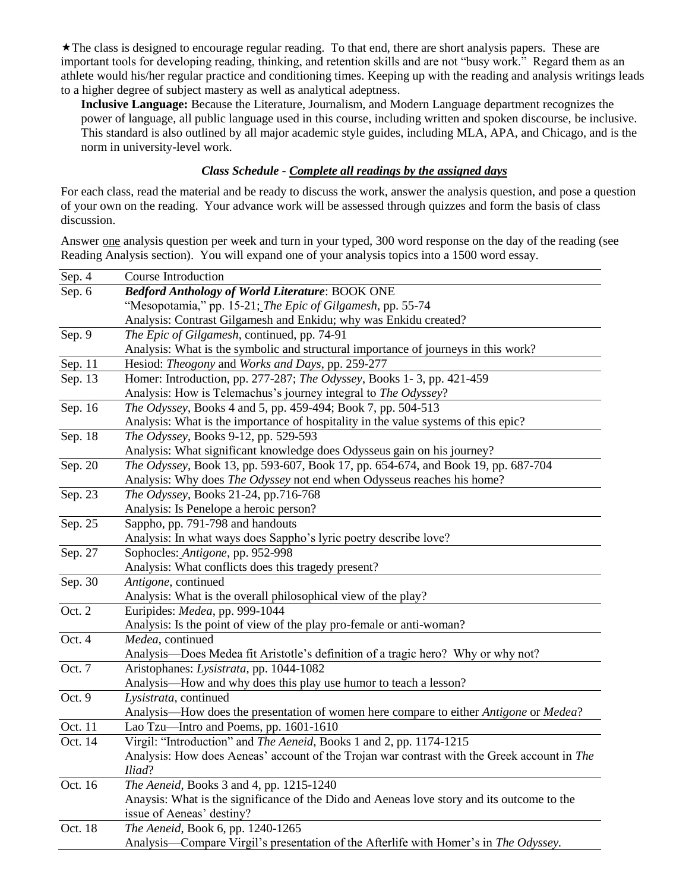★The class is designed to encourage regular reading. To that end, there are short analysis papers. These are important tools for developing reading, thinking, and retention skills and are not "busy work." Regard them as an athlete would his/her regular practice and conditioning times. Keeping up with the reading and analysis writings leads to a higher degree of subject mastery as well as analytical adeptness.

**Inclusive Language:** Because the Literature, Journalism, and Modern Language department recognizes the power of language, all public language used in this course, including written and spoken discourse, be inclusive. This standard is also outlined by all major academic style guides, including MLA, APA, and Chicago, and is the norm in university-level work.

### *Class Schedule - Complete all readings by the assigned days*

For each class, read the material and be ready to discuss the work, answer the analysis question, and pose a question of your own on the reading. Your advance work will be assessed through quizzes and form the basis of class discussion.

Answer one analysis question per week and turn in your typed, 300 word response on the day of the reading (see Reading Analysis section). You will expand one of your analysis topics into a 1500 word essay.

| | |
|---|---|
| Sep. 4 | Course Introduction |
| Sep. 6 | ***Bedford Anthology of World Literature***: BOOK ONE<br>"Mesopotamia," pp. 15-21; *The Epic of Gilgamesh*, pp. 55-74<br>Analysis: Contrast Gilgamesh and Enkidu; why was Enkidu created? |
| Sep. 9 | *The Epic of Gilgamesh*, continued, pp. 74-91<br>Analysis: What is the symbolic and structural importance of journeys in this work? |
| Sep. 11 | Hesiod: *Theogony* and *Works and Days*, pp. 259-277 |
| Sep. 13 | Homer: Introduction, pp. 277-287; *The Odyssey*, Books 1- 3, pp. 421-459<br>Analysis: How is Telemachus's journey integral to *The Odyssey*? |
| Sep. 16 | *The Odyssey*, Books 4 and 5, pp. 459-494; Book 7, pp. 504-513<br>Analysis: What is the importance of hospitality in the value systems of this epic? |
| Sep. 18 | *The Odyssey*, Books 9-12, pp. 529-593<br>Analysis: What significant knowledge does Odysseus gain on his journey? |
| Sep. 20 | *The Odyssey*, Book 13, pp. 593-607, Book 17, pp. 654-674, and Book 19, pp. 687-704<br>Analysis: Why does *The Odyssey* not end when Odysseus reaches his home? |
| Sep. 23 | *The Odyssey*, Books 21-24, pp.716-768<br>Analysis: Is Penelope a heroic person? |
| Sep. 25 | Sappho, pp. 791-798 and handouts<br>Analysis: In what ways does Sappho's lyric poetry describe love? |
| Sep. 27 | Sophocles: *Antigone*, pp. 952-998<br>Analysis: What conflicts does this tragedy present? |
| Sep. 30 | *Antigone*, continued<br>Analysis: What is the overall philosophical view of the play? |
| Oct. 2 | Euripides: *Medea*, pp. 999-1044<br>Analysis: Is the point of view of the play pro-female or anti-woman? |
| Oct. 4 | *Medea*, continued<br>Analysis—Does Medea fit Aristotle's definition of a tragic hero? Why or why not? |
| Oct. 7 | Aristophanes: *Lysistrata*, pp. 1044-1082<br>Analysis—How and why does this play use humor to teach a lesson? |
| Oct. 9 | *Lysistrata*, continued<br>Analysis—How does the presentation of women here compare to either *Antigone* or *Medea*? |
| Oct. 11 | Lao Tzu—Intro and Poems, pp. 1601-1610 |
| Oct. 14 | Virgil: "Introduction" and *The Aeneid*, Books 1 and 2, pp. 1174-1215<br>Analysis: How does Aeneas' account of the Trojan war contrast with the Greek account in *The Iliad*? |
| Oct. 16 | *The Aeneid*, Books 3 and 4, pp. 1215-1240<br>Anaysis: What is the significance of the Dido and Aeneas love story and its outcome to the issue of Aeneas' destiny? |
| Oct. 18 | *The Aeneid*, Book 6, pp. 1240-1265<br>Analysis—Compare Virgil's presentation of the Afterlife with Homer's in *The Odyssey*. |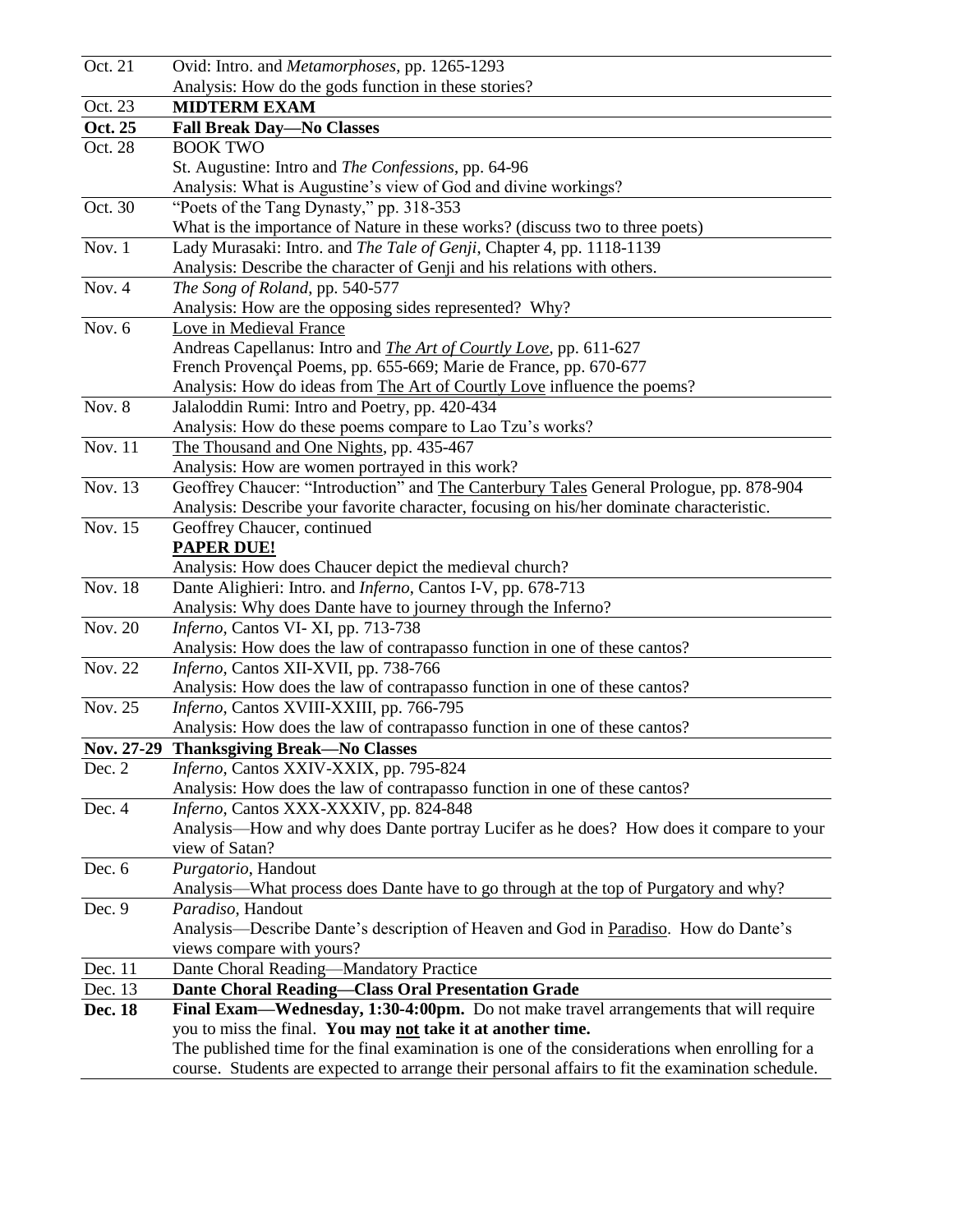| | |
|---|---|
| Oct. 21 | Ovid: Intro. and *Metamorphoses*, pp. 1265-1293<br>Analysis: How do the gods function in these stories? |
| Oct. 23 | **MIDTERM EXAM** |
| **Oct. 25** | **Fall Break Day—No Classes** |
| Oct. 28 | BOOK TWO<br>St. Augustine: Intro and *The Confessions*, pp. 64-96<br>Analysis: What is Augustine's view of God and divine workings? |
| Oct. 30 | "Poets of the Tang Dynasty," pp. 318-353<br>What is the importance of Nature in these works? (discuss two to three poets) |
| Nov. 1 | Lady Murasaki: Intro. and *The Tale of Genji*, Chapter 4, pp. 1118-1139<br>Analysis: Describe the character of Genji and his relations with others. |
| Nov. 4 | *The Song of Roland*, pp. 540-577<br>Analysis: How are the opposing sides represented? Why? |
| Nov. 6 | <u>Love in Medieval France</u><br>Andreas Capellanus: Intro and <u>*The Art of Courtly Love*</u>, pp. 611-627<br>French Provençal Poems, pp. 655-669; Marie de France, pp. 670-677<br>Analysis: How do ideas from <u>The Art of Courtly Love</u> influence the poems? |
| Nov. 8 | Jalaloddin Rumi: Intro and Poetry, pp. 420-434<br>Analysis: How do these poems compare to Lao Tzu's works? |
| Nov. 11 | <u>The Thousand and One Nights</u>, pp. 435-467<br>Analysis: How are women portrayed in this work? |
| Nov. 13 | Geoffrey Chaucer: "Introduction" and <u>The Canterbury Tales</u> General Prologue, pp. 878-904<br>Analysis: Describe your favorite character, focusing on his/her dominate characteristic. |
| Nov. 15 | Geoffrey Chaucer, continued<br>**<u>PAPER DUE!</u>**<br>Analysis: How does Chaucer depict the medieval church? |
| Nov. 18 | Dante Alighieri: Intro. and *Inferno*, Cantos I-V, pp. 678-713<br>Analysis: Why does Dante have to journey through the Inferno? |
| Nov. 20 | *Inferno*, Cantos VI- XI, pp. 713-738<br>Analysis: How does the law of contrapasso function in one of these cantos? |
| Nov. 22 | *Inferno*, Cantos XII-XVII, pp. 738-766<br>Analysis: How does the law of contrapasso function in one of these cantos? |
| Nov. 25 | *Inferno*, Cantos XVIII-XXIII, pp. 766-795<br>Analysis: How does the law of contrapasso function in one of these cantos? |
| **Nov. 27-29** | **Thanksgiving Break—No Classes** |
| Dec. 2 | *Inferno*, Cantos XXIV-XXIX, pp. 795-824<br>Analysis: How does the law of contrapasso function in one of these cantos? |
| Dec. 4 | *Inferno*, Cantos XXX-XXXIV, pp. 824-848<br>Analysis—How and why does Dante portray Lucifer as he does? How does it compare to your view of Satan? |
| Dec. 6 | *Purgatorio*, Handout<br>Analysis—What process does Dante have to go through at the top of Purgatory and why? |
| Dec. 9 | *Paradiso*, Handout<br>Analysis—Describe Dante's description of Heaven and God in <u>Paradiso</u>. How do Dante's views compare with yours? |
| Dec. 11 | Dante Choral Reading—Mandatory Practice |
| Dec. 13 | **Dante Choral Reading—Class Oral Presentation Grade** |
| **Dec. 18** | **Final Exam—Wednesday, 1:30-4:00pm.** Do not make travel arrangements that will require you to miss the final. **You may <u>not</u> take it at another time.**<br>The published time for the final examination is one of the considerations when enrolling for a course. Students are expected to arrange their personal affairs to fit the examination schedule. |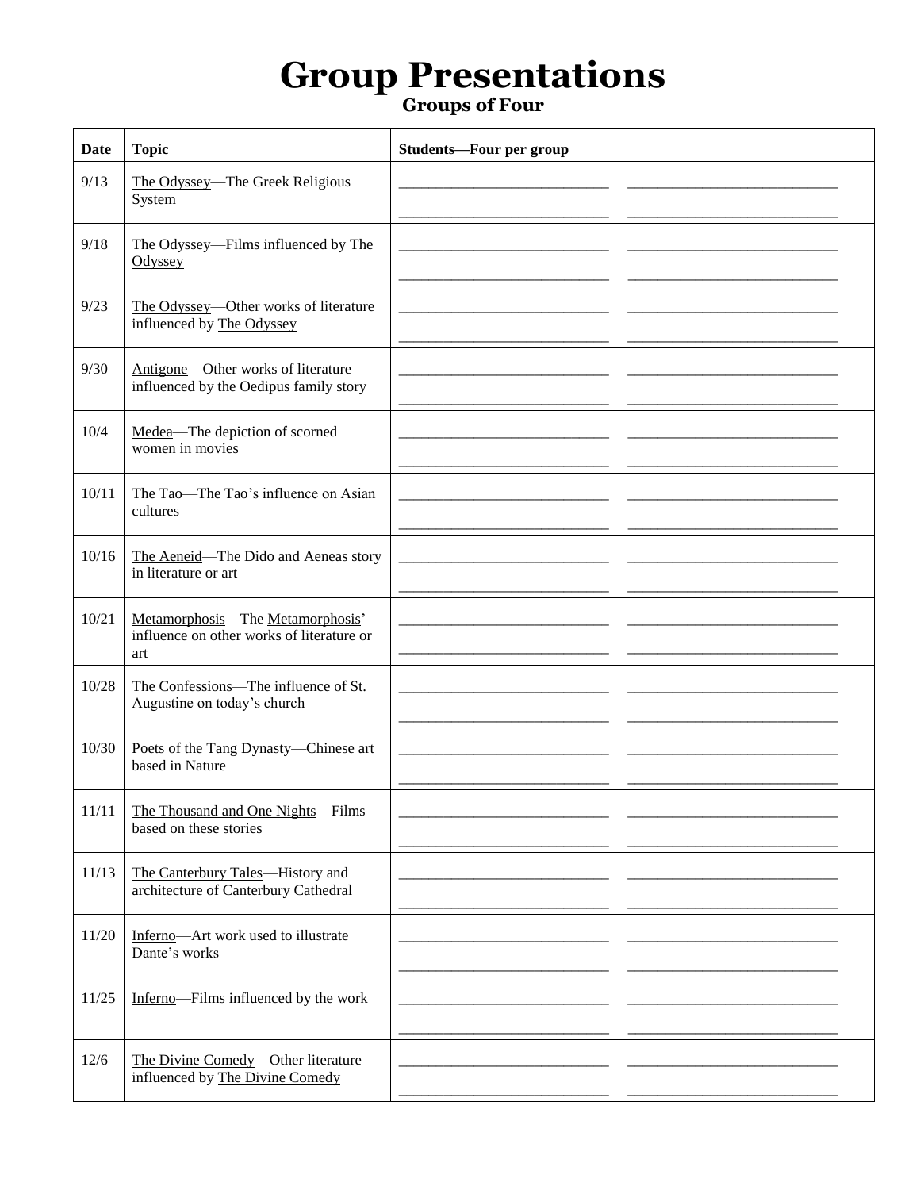# Group Presentations

**Groups of Four**

| Date | Topic | Students—Four per group |
|---|---|---|
| 9/13 | The Odyssey—The Greek Religious System | |
| 9/18 | The Odyssey—Films influenced by The Odyssey | |
| 9/23 | The Odyssey—Other works of literature influenced by The Odyssey | |
| 9/30 | Antigone—Other works of literature influenced by the Oedipus family story | |
| 10/4 | Medea—The depiction of scorned women in movies | |
| 10/11 | The Tao—The Tao's influence on Asian cultures | |
| 10/16 | The Aeneid—The Dido and Aeneas story in literature or art | |
| 10/21 | Metamorphosis—The Metamorphosis' influence on other works of literature or art | |
| 10/28 | The Confessions—The influence of St. Augustine on today's church | |
| 10/30 | Poets of the Tang Dynasty—Chinese art based in Nature | |
| 11/11 | The Thousand and One Nights—Films based on these stories | |
| 11/13 | The Canterbury Tales—History and architecture of Canterbury Cathedral | |
| 11/20 | Inferno—Art work used to illustrate Dante's works | |
| 11/25 | Inferno—Films influenced by the work | |
| 12/6 | The Divine Comedy—Other literature influenced by The Divine Comedy | |